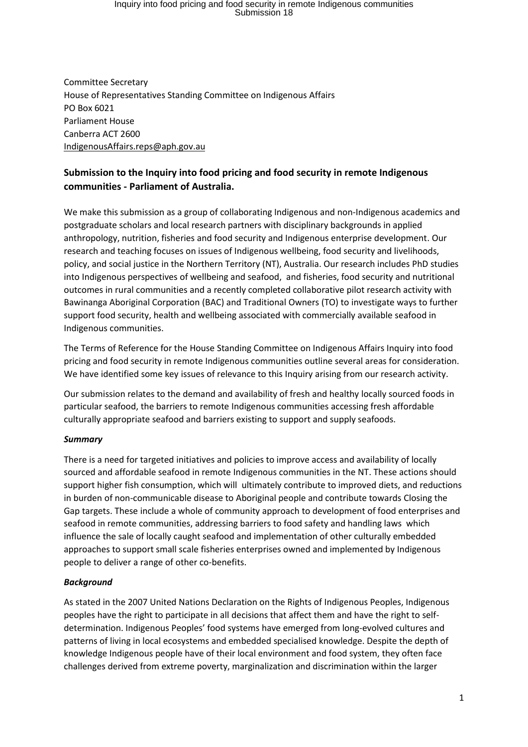Committee Secretary
House of Representatives Standing Committee on Indigenous Affairs
PO Box 6021
Parliament House
Canberra ACT 2600
IndigenousAffairs.reps@aph.gov.au

## Submission to the Inquiry into food pricing and food security in remote Indigenous communities - Parliament of Australia.

We make this submission as a group of collaborating Indigenous and non-Indigenous academics and postgraduate scholars and local research partners with disciplinary backgrounds in applied anthropology, nutrition, fisheries and food security and Indigenous enterprise development. Our research and teaching focuses on issues of Indigenous wellbeing, food security and livelihoods, policy, and social justice in the Northern Territory (NT), Australia. Our research includes PhD studies into Indigenous perspectives of wellbeing and seafood, and fisheries, food security and nutritional outcomes in rural communities and a recently completed collaborative pilot research activity with Bawinanga Aboriginal Corporation (BAC) and Traditional Owners (TO) to investigate ways to further support food security, health and wellbeing associated with commercially available seafood in Indigenous communities.

The Terms of Reference for the House Standing Committee on Indigenous Affairs Inquiry into food pricing and food security in remote Indigenous communities outline several areas for consideration. We have identified some key issues of relevance to this Inquiry arising from our research activity.

Our submission relates to the demand and availability of fresh and healthy locally sourced foods in particular seafood, the barriers to remote Indigenous communities accessing fresh affordable culturally appropriate seafood and barriers existing to support and supply seafoods.

***Summary***

There is a need for targeted initiatives and policies to improve access and availability of locally sourced and affordable seafood in remote Indigenous communities in the NT. These actions should support higher fish consumption, which will ultimately contribute to improved diets, and reductions in burden of non-communicable disease to Aboriginal people and contribute towards Closing the Gap targets. These include a whole of community approach to development of food enterprises and seafood in remote communities, addressing barriers to food safety and handling laws which influence the sale of locally caught seafood and implementation of other culturally embedded approaches to support small scale fisheries enterprises owned and implemented by Indigenous people to deliver a range of other co-benefits.

***Background***

As stated in the 2007 United Nations Declaration on the Rights of Indigenous Peoples, Indigenous peoples have the right to participate in all decisions that affect them and have the right to self-determination. Indigenous Peoples' food systems have emerged from long-evolved cultures and patterns of living in local ecosystems and embedded specialised knowledge. Despite the depth of knowledge Indigenous people have of their local environment and food system, they often face challenges derived from extreme poverty, marginalization and discrimination within the larger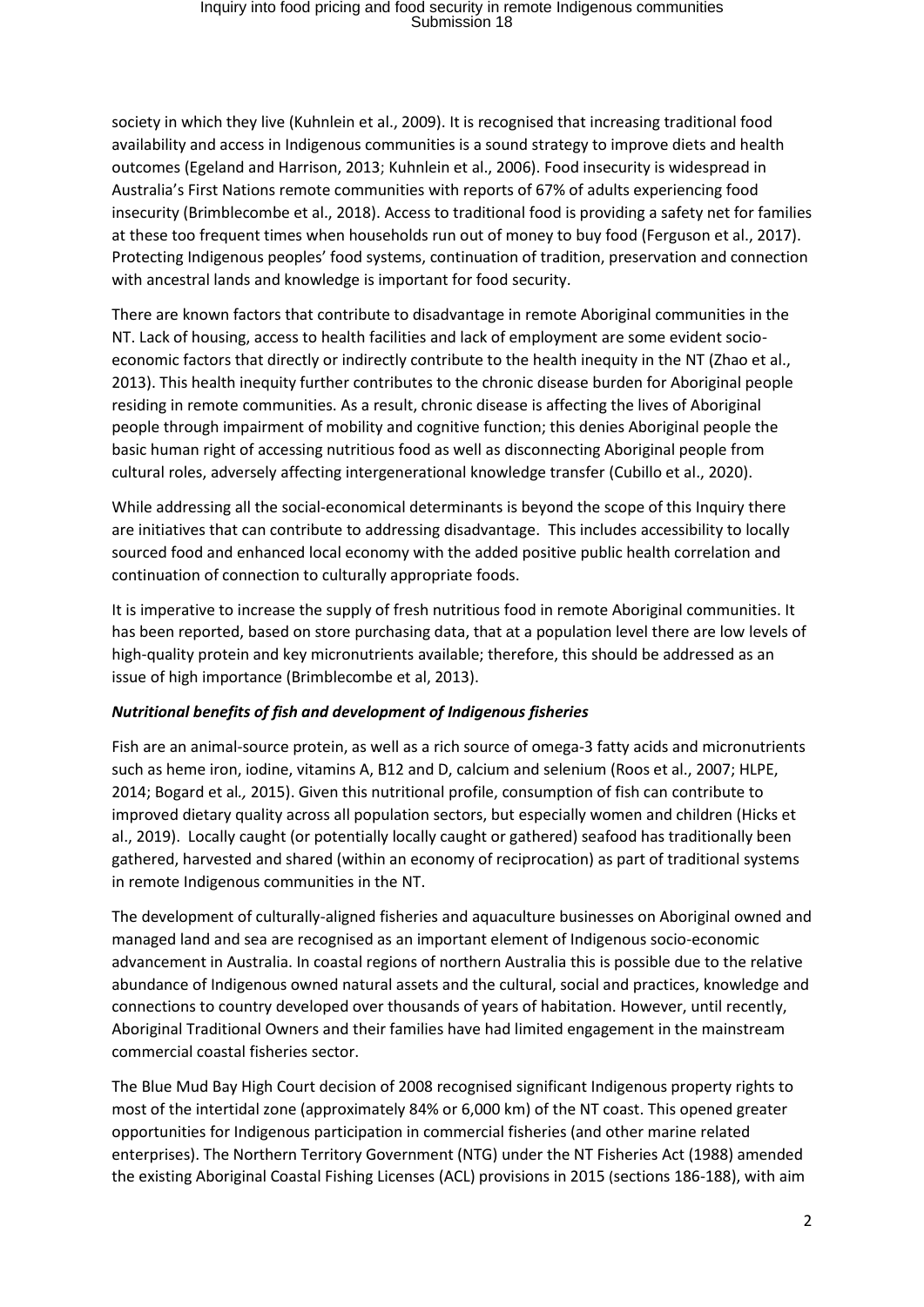society in which they live (Kuhnlein et al., 2009). It is recognised that increasing traditional food availability and access in Indigenous communities is a sound strategy to improve diets and health outcomes (Egeland and Harrison, 2013; Kuhnlein et al., 2006). Food insecurity is widespread in Australia's First Nations remote communities with reports of 67% of adults experiencing food insecurity (Brimblecombe et al., 2018). Access to traditional food is providing a safety net for families at these too frequent times when households run out of money to buy food (Ferguson et al., 2017). Protecting Indigenous peoples' food systems, continuation of tradition, preservation and connection with ancestral lands and knowledge is important for food security.

There are known factors that contribute to disadvantage in remote Aboriginal communities in the NT. Lack of housing, access to health facilities and lack of employment are some evident socio-economic factors that directly or indirectly contribute to the health inequity in the NT (Zhao et al., 2013). This health inequity further contributes to the chronic disease burden for Aboriginal people residing in remote communities. As a result, chronic disease is affecting the lives of Aboriginal people through impairment of mobility and cognitive function; this denies Aboriginal people the basic human right of accessing nutritious food as well as disconnecting Aboriginal people from cultural roles, adversely affecting intergenerational knowledge transfer (Cubillo et al., 2020).

While addressing all the social-economical determinants is beyond the scope of this Inquiry there are initiatives that can contribute to addressing disadvantage. This includes accessibility to locally sourced food and enhanced local economy with the added positive public health correlation and continuation of connection to culturally appropriate foods.

It is imperative to increase the supply of fresh nutritious food in remote Aboriginal communities. It has been reported, based on store purchasing data, that at a population level there are low levels of high-quality protein and key micronutrients available; therefore, this should be addressed as an issue of high importance (Brimblecombe et al, 2013).

### *Nutritional benefits of fish and development of Indigenous fisheries*

Fish are an animal-source protein, as well as a rich source of omega-3 fatty acids and micronutrients such as heme iron, iodine, vitamins A, B12 and D, calcium and selenium (Roos et al., 2007; HLPE, 2014; Bogard et al*.,* 2015). Given this nutritional profile, consumption of fish can contribute to improved dietary quality across all population sectors, but especially women and children (Hicks et al., 2019). Locally caught (or potentially locally caught or gathered) seafood has traditionally been gathered, harvested and shared (within an economy of reciprocation) as part of traditional systems in remote Indigenous communities in the NT.

The development of culturally-aligned fisheries and aquaculture businesses on Aboriginal owned and managed land and sea are recognised as an important element of Indigenous socio-economic advancement in Australia. In coastal regions of northern Australia this is possible due to the relative abundance of Indigenous owned natural assets and the cultural, social and practices, knowledge and connections to country developed over thousands of years of habitation. However, until recently, Aboriginal Traditional Owners and their families have had limited engagement in the mainstream commercial coastal fisheries sector.

The Blue Mud Bay High Court decision of 2008 recognised significant Indigenous property rights to most of the intertidal zone (approximately 84% or 6,000 km) of the NT coast. This opened greater opportunities for Indigenous participation in commercial fisheries (and other marine related enterprises). The Northern Territory Government (NTG) under the NT Fisheries Act (1988) amended the existing Aboriginal Coastal Fishing Licenses (ACL) provisions in 2015 (sections 186-188), with aim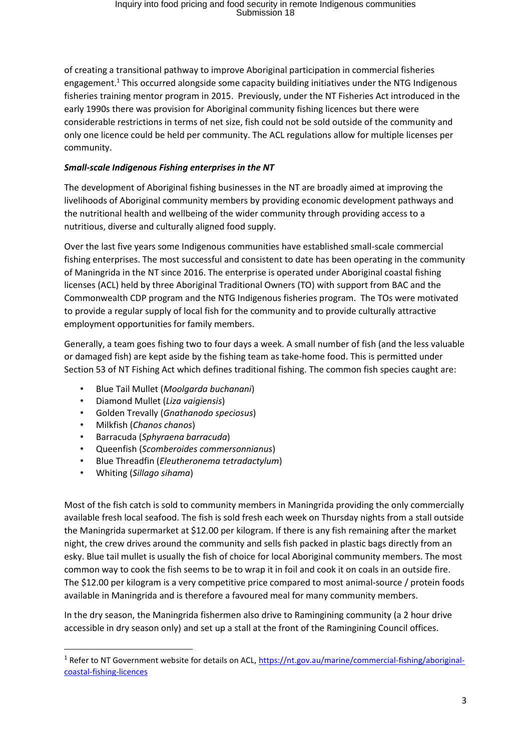of creating a transitional pathway to improve Aboriginal participation in commercial fisheries engagement.[1] This occurred alongside some capacity building initiatives under the NTG Indigenous fisheries training mentor program in 2015. Previously, under the NT Fisheries Act introduced in the early 1990s there was provision for Aboriginal community fishing licences but there were considerable restrictions in terms of net size, fish could not be sold outside of the community and only one licence could be held per community. The ACL regulations allow for multiple licenses per community.

***Small-scale Indigenous Fishing enterprises in the NT***

The development of Aboriginal fishing businesses in the NT are broadly aimed at improving the livelihoods of Aboriginal community members by providing economic development pathways and the nutritional health and wellbeing of the wider community through providing access to a nutritious, diverse and culturally aligned food supply.

Over the last five years some Indigenous communities have established small-scale commercial fishing enterprises. The most successful and consistent to date has been operating in the community of Maningrida in the NT since 2016. The enterprise is operated under Aboriginal coastal fishing licenses (ACL) held by three Aboriginal Traditional Owners (TO) with support from BAC and the Commonwealth CDP program and the NTG Indigenous fisheries program. The TOs were motivated to provide a regular supply of local fish for the community and to provide culturally attractive employment opportunities for family members.

Generally, a team goes fishing two to four days a week. A small number of fish (and the less valuable or damaged fish) are kept aside by the fishing team as take-home food. This is permitted under Section 53 of NT Fishing Act which defines traditional fishing. The common fish species caught are:

- Blue Tail Mullet (*Moolgarda buchanani*)
- Diamond Mullet (*Liza vaigiensis*)
- Golden Trevally (*Gnathanodo speciosus*)
- Milkfish (*Chanos chanos*)
- Barracuda (*Sphyraena barracuda*)
- Queenfish (*Scomberoides commersonnianus*)
- Blue Threadfin (*Eleutheronema tetradactylum*)
- Whiting (*Sillago sihama*)

Most of the fish catch is sold to community members in Maningrida providing the only commercially available fresh local seafood. The fish is sold fresh each week on Thursday nights from a stall outside the Maningrida supermarket at $12.00 per kilogram. If there is any fish remaining after the market night, the crew drives around the community and sells fish packed in plastic bags directly from an esky. Blue tail mullet is usually the fish of choice for local Aboriginal community members. The most common way to cook the fish seems to be to wrap it in foil and cook it on coals in an outside fire. The $12.00 per kilogram is a very competitive price compared to most animal-source / protein foods available in Maningrida and is therefore a favoured meal for many community members.

In the dry season, the Maningrida fishermen also drive to Ramingining community (a 2 hour drive accessible in dry season only) and set up a stall at the front of the Ramingining Council offices.

---

[1] Refer to NT Government website for details on ACL, https://nt.gov.au/marine/commercial-fishing/aboriginal-coastal-fishing-licences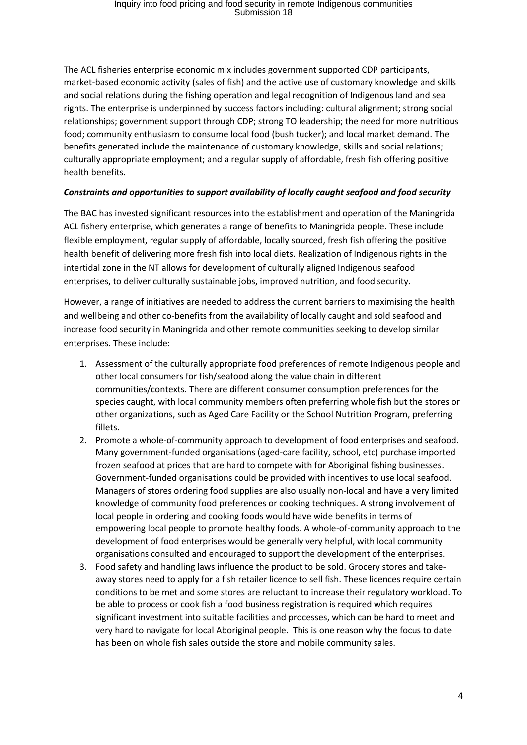The ACL fisheries enterprise economic mix includes government supported CDP participants, market-based economic activity (sales of fish) and the active use of customary knowledge and skills and social relations during the fishing operation and legal recognition of Indigenous land and sea rights. The enterprise is underpinned by success factors including: cultural alignment; strong social relationships; government support through CDP; strong TO leadership; the need for more nutritious food; community enthusiasm to consume local food (bush tucker); and local market demand. The benefits generated include the maintenance of customary knowledge, skills and social relations; culturally appropriate employment; and a regular supply of affordable, fresh fish offering positive health benefits.

***Constraints and opportunities to support availability of locally caught seafood and food security***

The BAC has invested significant resources into the establishment and operation of the Maningrida ACL fishery enterprise, which generates a range of benefits to Maningrida people. These include flexible employment, regular supply of affordable, locally sourced, fresh fish offering the positive health benefit of delivering more fresh fish into local diets. Realization of Indigenous rights in the intertidal zone in the NT allows for development of culturally aligned Indigenous seafood enterprises, to deliver culturally sustainable jobs, improved nutrition, and food security.

However, a range of initiatives are needed to address the current barriers to maximising the health and wellbeing and other co-benefits from the availability of locally caught and sold seafood and increase food security in Maningrida and other remote communities seeking to develop similar enterprises. These include:

1. Assessment of the culturally appropriate food preferences of remote Indigenous people and other local consumers for fish/seafood along the value chain in different communities/contexts. There are different consumer consumption preferences for the species caught, with local community members often preferring whole fish but the stores or other organizations, such as Aged Care Facility or the School Nutrition Program, preferring fillets.
2. Promote a whole-of-community approach to development of food enterprises and seafood. Many government-funded organisations (aged-care facility, school, etc) purchase imported frozen seafood at prices that are hard to compete with for Aboriginal fishing businesses. Government-funded organisations could be provided with incentives to use local seafood. Managers of stores ordering food supplies are also usually non-local and have a very limited knowledge of community food preferences or cooking techniques. A strong involvement of local people in ordering and cooking foods would have wide benefits in terms of empowering local people to promote healthy foods. A whole-of-community approach to the development of food enterprises would be generally very helpful, with local community organisations consulted and encouraged to support the development of the enterprises.
3. Food safety and handling laws influence the product to be sold. Grocery stores and take-away stores need to apply for a fish retailer licence to sell fish. These licences require certain conditions to be met and some stores are reluctant to increase their regulatory workload. To be able to process or cook fish a food business registration is required which requires significant investment into suitable facilities and processes, which can be hard to meet and very hard to navigate for local Aboriginal people. This is one reason why the focus to date has been on whole fish sales outside the store and mobile community sales.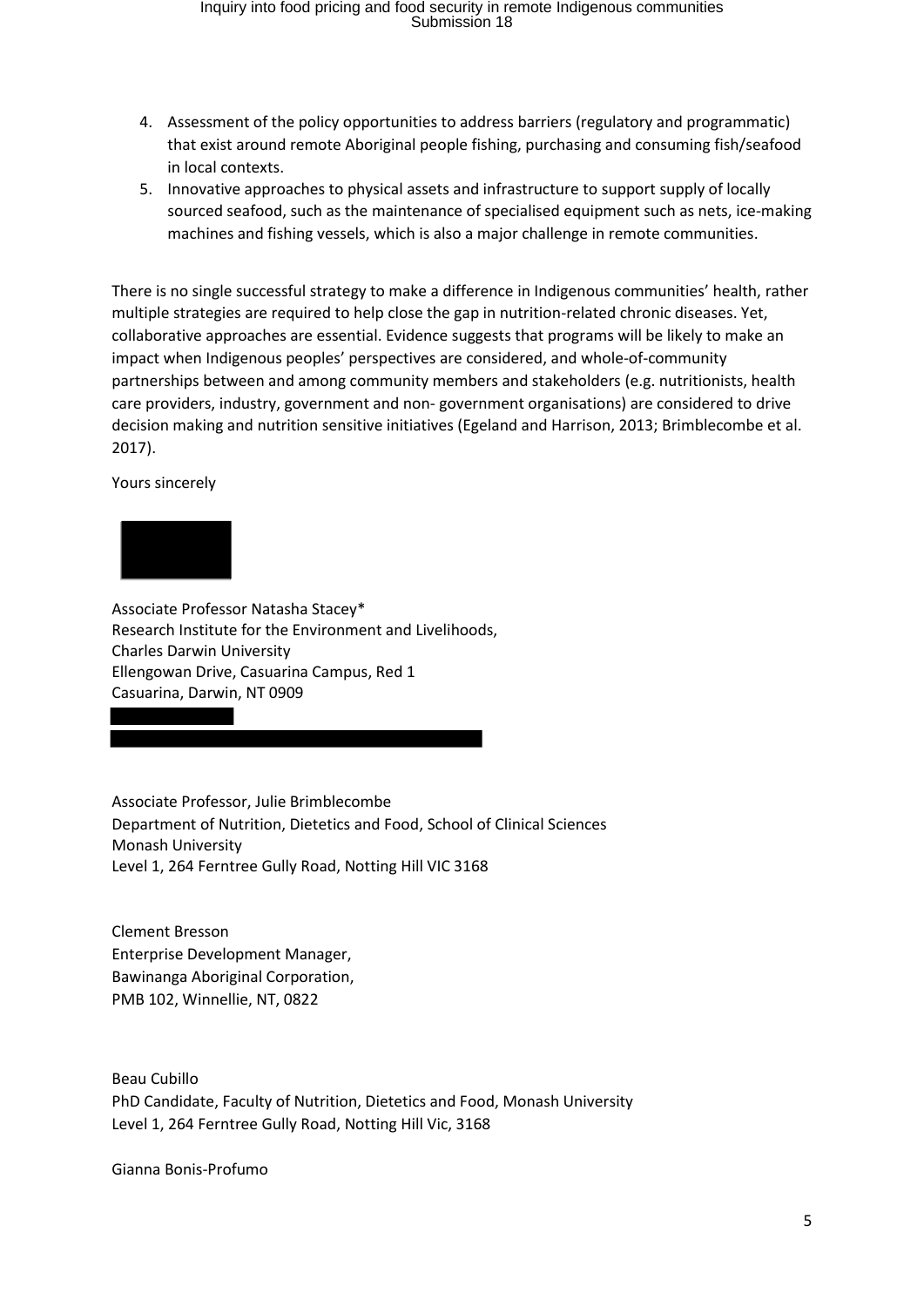4. Assessment of the policy opportunities to address barriers (regulatory and programmatic) that exist around remote Aboriginal people fishing, purchasing and consuming fish/seafood in local contexts.
5. Innovative approaches to physical assets and infrastructure to support supply of locally sourced seafood, such as the maintenance of specialised equipment such as nets, ice-making machines and fishing vessels, which is also a major challenge in remote communities.

There is no single successful strategy to make a difference in Indigenous communities' health, rather multiple strategies are required to help close the gap in nutrition-related chronic diseases. Yet, collaborative approaches are essential. Evidence suggests that programs will be likely to make an impact when Indigenous peoples' perspectives are considered, and whole-of-community partnerships between and among community members and stakeholders (e.g. nutritionists, health care providers, industry, government and non- government organisations) are considered to drive decision making and nutrition sensitive initiatives (Egeland and Harrison, 2013; Brimblecombe et al. 2017).

Yours sincerely

Associate Professor Natasha Stacey*
Research Institute for the Environment and Livelihoods,
Charles Darwin University
Ellengowan Drive, Casuarina Campus, Red 1
Casuarina, Darwin, NT 0909

Associate Professor, Julie Brimblecombe
Department of Nutrition, Dietetics and Food, School of Clinical Sciences
Monash University
Level 1, 264 Ferntree Gully Road, Notting Hill VIC 3168

Clement Bresson
Enterprise Development Manager,
Bawinanga Aboriginal Corporation,
PMB 102, Winnellie, NT, 0822

Beau Cubillo
PhD Candidate, Faculty of Nutrition, Dietetics and Food, Monash University
Level 1, 264 Ferntree Gully Road, Notting Hill Vic, 3168

Gianna Bonis-Profumo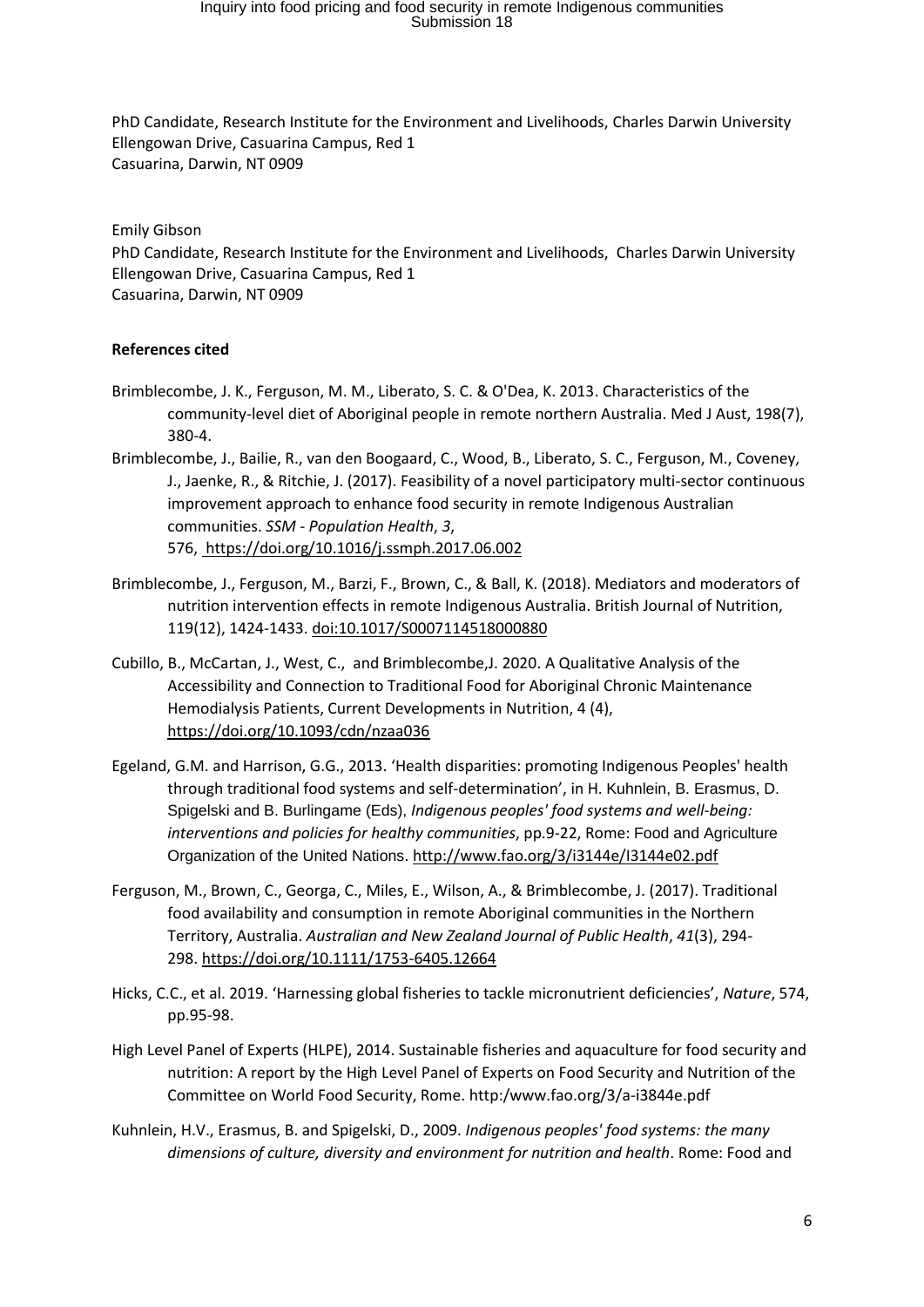PhD Candidate, Research Institute for the Environment and Livelihoods, Charles Darwin University
Ellengowan Drive, Casuarina Campus, Red 1
Casuarina, Darwin, NT 0909

Emily Gibson
PhD Candidate, Research Institute for the Environment and Livelihoods, Charles Darwin University
Ellengowan Drive, Casuarina Campus, Red 1
Casuarina, Darwin, NT 0909

**References cited**

Brimblecombe, J. K., Ferguson, M. M., Liberato, S. C. & O'Dea, K. 2013. Characteristics of the community-level diet of Aboriginal people in remote northern Australia. Med J Aust, 198(7), 380-4.

Brimblecombe, J., Bailie, R., van den Boogaard, C., Wood, B., Liberato, S. C., Ferguson, M., Coveney, J., Jaenke, R., & Ritchie, J. (2017). Feasibility of a novel participatory multi-sector continuous improvement approach to enhance food security in remote Indigenous Australian communities. *SSM - Population Health*, *3*, 576, https://doi.org/10.1016/j.ssmph.2017.06.002

Brimblecombe, J., Ferguson, M., Barzi, F., Brown, C., & Ball, K. (2018). Mediators and moderators of nutrition intervention effects in remote Indigenous Australia. British Journal of Nutrition, 119(12), 1424-1433. doi:10.1017/S0007114518000880

Cubillo, B., McCartan, J., West, C., and Brimblecombe,J. 2020. A Qualitative Analysis of the Accessibility and Connection to Traditional Food for Aboriginal Chronic Maintenance Hemodialysis Patients, Current Developments in Nutrition, 4 (4), https://doi.org/10.1093/cdn/nzaa036

Egeland, G.M. and Harrison, G.G., 2013. 'Health disparities: promoting Indigenous Peoples' health through traditional food systems and self-determination', in H. Kuhnlein, B. Erasmus, D. Spigelski and B. Burlingame (Eds), *Indigenous peoples' food systems and well-being: interventions and policies for healthy communities*, pp.9-22, Rome: Food and Agriculture Organization of the United Nations. http://www.fao.org/3/i3144e/I3144e02.pdf

Ferguson, M., Brown, C., Georga, C., Miles, E., Wilson, A., & Brimblecombe, J. (2017). Traditional food availability and consumption in remote Aboriginal communities in the Northern Territory, Australia. *Australian and New Zealand Journal of Public Health*, *41*(3), 294-298. https://doi.org/10.1111/1753-6405.12664

Hicks, C.C., et al. 2019. 'Harnessing global fisheries to tackle micronutrient deficiencies', *Nature*, 574, pp.95-98.

High Level Panel of Experts (HLPE), 2014. Sustainable fisheries and aquaculture for food security and nutrition: A report by the High Level Panel of Experts on Food Security and Nutrition of the Committee on World Food Security, Rome. http:/www.fao.org/3/a-i3844e.pdf

Kuhnlein, H.V., Erasmus, B. and Spigelski, D., 2009. *Indigenous peoples' food systems: the many dimensions of culture, diversity and environment for nutrition and health*. Rome: Food and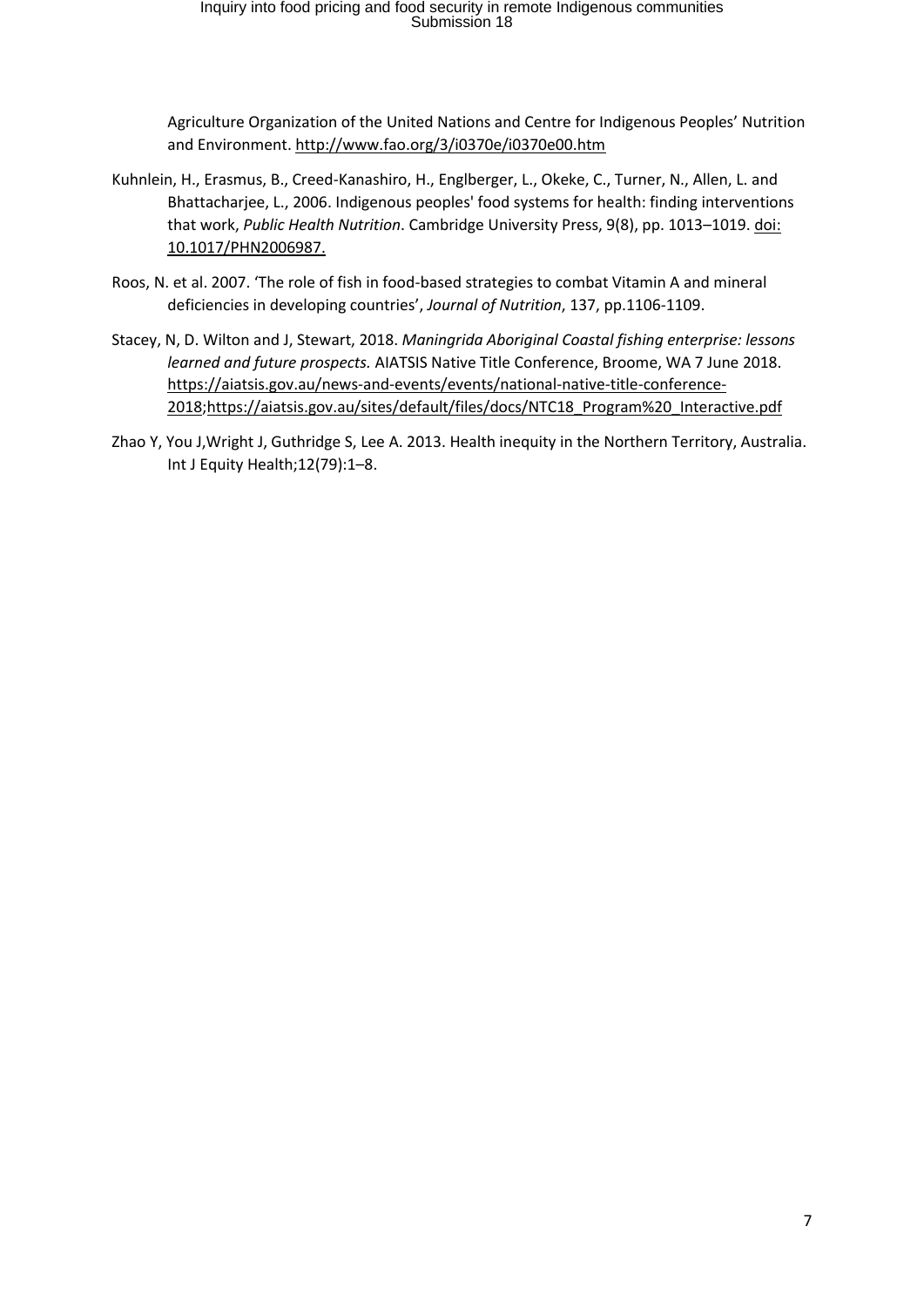Agriculture Organization of the United Nations and Centre for Indigenous Peoples' Nutrition and Environment. http://www.fao.org/3/i0370e/i0370e00.htm

Kuhnlein, H., Erasmus, B., Creed-Kanashiro, H., Englberger, L., Okeke, C., Turner, N., Allen, L. and Bhattacharjee, L., 2006. Indigenous peoples' food systems for health: finding interventions that work, *Public Health Nutrition*. Cambridge University Press, 9(8), pp. 1013–1019. doi: 10.1017/PHN2006987.

Roos, N. et al. 2007. 'The role of fish in food-based strategies to combat Vitamin A and mineral deficiencies in developing countries', *Journal of Nutrition*, 137, pp.1106-1109.

Stacey, N, D. Wilton and J, Stewart, 2018. *Maningrida Aboriginal Coastal fishing enterprise: lessons learned and future prospects.* AIATSIS Native Title Conference, Broome, WA 7 June 2018. https://aiatsis.gov.au/news-and-events/events/national-native-title-conference-2018;https://aiatsis.gov.au/sites/default/files/docs/NTC18_Program%20_Interactive.pdf

Zhao Y, You J,Wright J, Guthridge S, Lee A. 2013. Health inequity in the Northern Territory, Australia. Int J Equity Health;12(79):1–8.